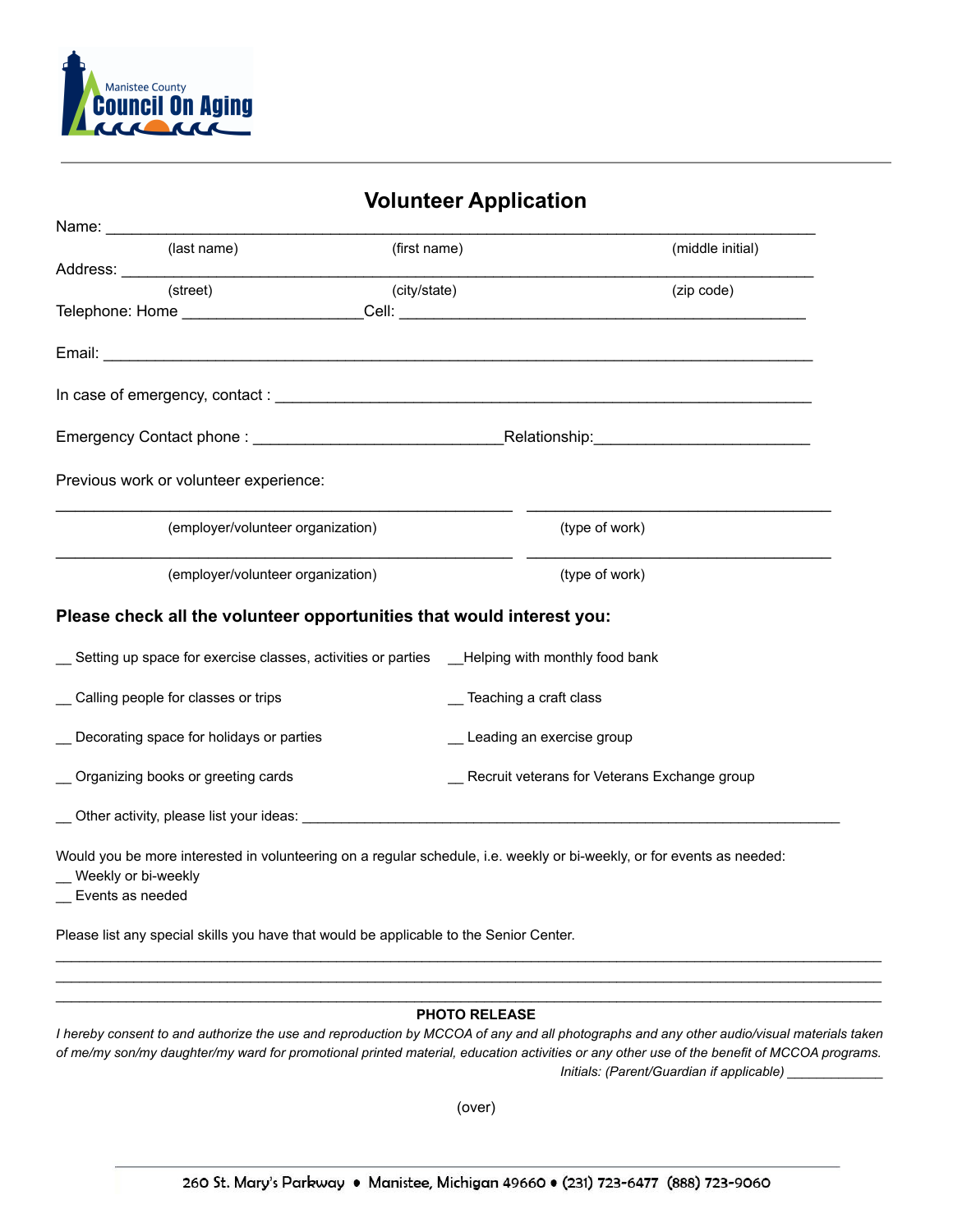Manistee County
**Council On Aging**

# Volunteer Application

Name: ______________________________________________________________________________

(last name) (first name) (middle initial)

Address: ____________________________________________________________________________

(street) (city/state) (zip code)

Telephone: Home ____________________Cell: ____________________________________________

Email: ______________________________________________________________________________

In case of emergency, contact : ___________________________________________________________

Emergency Contact phone : ____________________________Relationship:________________________

Previous work or volunteer experience:

___________________________________________________ __________________________________

(employer/volunteer organization) (type of work)

___________________________________________________ __________________________________

(employer/volunteer organization) (type of work)

**Please check all the volunteer opportunities that would interest you:**

__ Setting up space for exercise classes, activities or parties

__Helping with monthly food bank

__ Calling people for classes or trips

__ Teaching a craft class

__ Decorating space for holidays or parties

__ Leading an exercise group

__ Organizing books or greeting cards

__ Recruit veterans for Veterans Exchange group

__ Other activity, please list your ideas: _________________________________________________________________

Would you be more interested in volunteering on a regular schedule, i.e. weekly or bi-weekly, or for events as needed:

__ Weekly or bi-weekly

__ Events as needed

Please list any special skills you have that would be applicable to the Senior Center.

______________________________________________________________________________________________

______________________________________________________________________________________________

______________________________________________________________________________________________

**PHOTO RELEASE**

*I hereby consent to and authorize the use and reproduction by MCCOA of any and all photographs and any other audio/visual materials taken of me/my son/my daughter/my ward for promotional printed material, education activities or any other use of the benefit of MCCOA programs.*

*Initials: (Parent/Guardian if applicable)* _____________

(over)

260 St. Mary's Parkway • Manistee, Michigan 49660 • (231) 723-6477 (888) 723-9060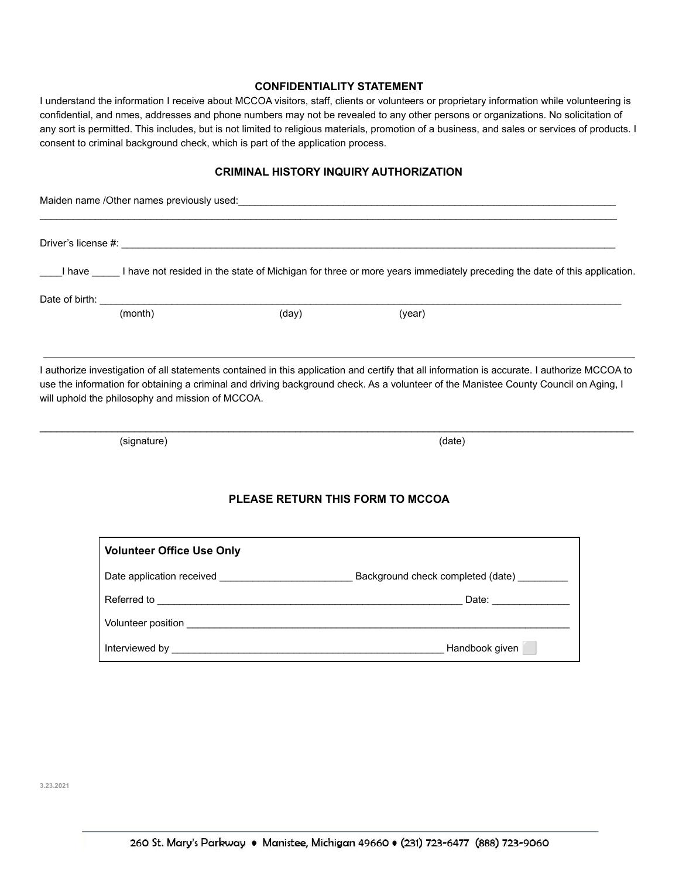### CONFIDENTIALITY STATEMENT

I understand the information I receive about MCCOA visitors, staff, clients or volunteers or proprietary information while volunteering is confidential, and nmes, addresses and phone numbers may not be revealed to any other persons or organizations. No solicitation of any sort is permitted. This includes, but is not limited to religious materials, promotion of a business, and sales or services of products. I consent to criminal background check, which is part of the application process.

### CRIMINAL HISTORY INQUIRY AUTHORIZATION

Maiden name /Other names previously used:___________________________________________________________________________
_____________________________________________________________________________________________________________

Driver's license #: ____________________________________________________________________________________________

____I have _____ I have not resided in the state of Michigan for three or more years immediately preceding the date of this application.

Date of birth: _______________________________________________________________________________________________
(month) (day) (year)

_____________________________________________________________________________________________________________

I authorize investigation of all statements contained in this application and certify that all information is accurate. I authorize MCCOA to use the information for obtaining a criminal and driving background check. As a volunteer of the Manistee County Council on Aging, I will uphold the philosophy and mission of MCCOA.

_____________________________________________________________________________________________________________
(signature) (date)

### PLEASE RETURN THIS FORM TO MCCOA

**Volunteer Office Use Only**

Date application received ________________________ Background check completed (date) _________

Referred to _______________________________________________________ Date: ______________

Volunteer position _____________________________________________________________________

Interviewed by _________________________________________________ Handbook given ☐

3.23.2021

260 St. Mary's Parkway • Manistee, Michigan 49660 • (231) 723-6477 (888) 723-9060